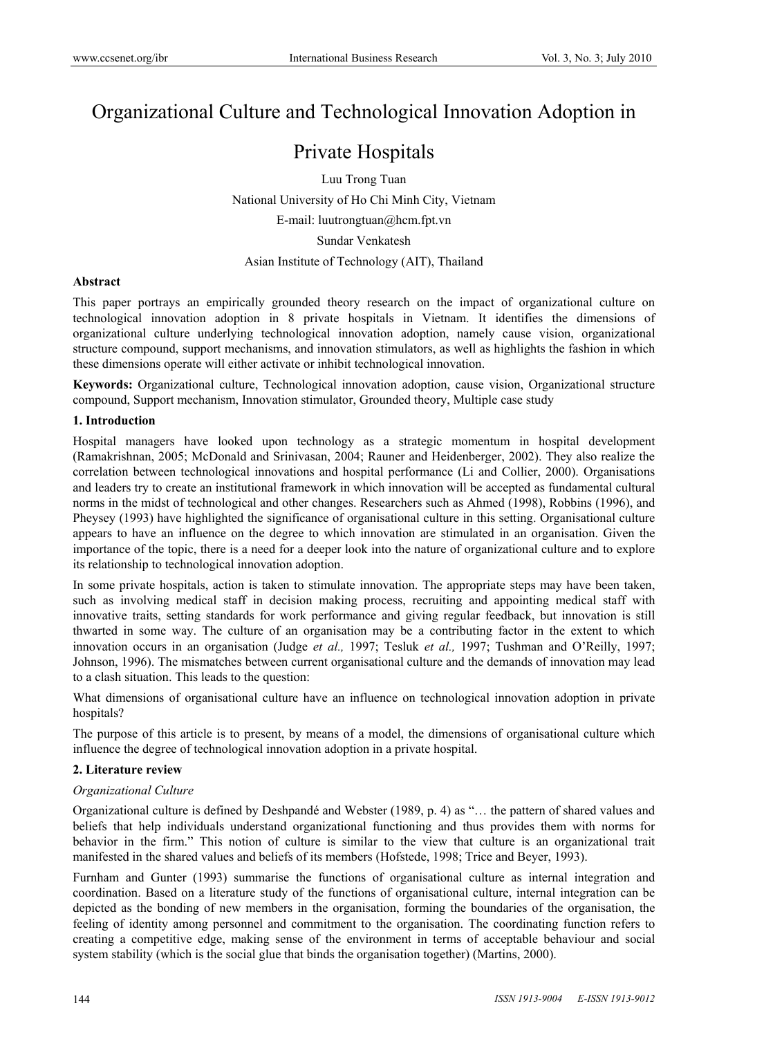# Organizational Culture and Technological Innovation Adoption in Private Hospitals

Luu Trong Tuan

National University of Ho Chi Minh City, Vietnam

E-mail: luutrongtuan@hcm.fpt.vn

Sundar Venkatesh

Asian Institute of Technology (AIT), Thailand

**Abstract**

This paper portrays an empirically grounded theory research on the impact of organizational culture on technological innovation adoption in 8 private hospitals in Vietnam. It identifies the dimensions of organizational culture underlying technological innovation adoption, namely cause vision, organizational structure compound, support mechanisms, and innovation stimulators, as well as highlights the fashion in which these dimensions operate will either activate or inhibit technological innovation.

**Keywords:** Organizational culture, Technological innovation adoption, cause vision, Organizational structure compound, Support mechanism, Innovation stimulator, Grounded theory, Multiple case study

## 1. Introduction

Hospital managers have looked upon technology as a strategic momentum in hospital development (Ramakrishnan, 2005; McDonald and Srinivasan, 2004; Rauner and Heidenberger, 2002). They also realize the correlation between technological innovations and hospital performance (Li and Collier, 2000). Organisations and leaders try to create an institutional framework in which innovation will be accepted as fundamental cultural norms in the midst of technological and other changes. Researchers such as Ahmed (1998), Robbins (1996), and Pheysey (1993) have highlighted the significance of organisational culture in this setting. Organisational culture appears to have an influence on the degree to which innovation are stimulated in an organisation. Given the importance of the topic, there is a need for a deeper look into the nature of organizational culture and to explore its relationship to technological innovation adoption.

In some private hospitals, action is taken to stimulate innovation. The appropriate steps may have been taken, such as involving medical staff in decision making process, recruiting and appointing medical staff with innovative traits, setting standards for work performance and giving regular feedback, but innovation is still thwarted in some way. The culture of an organisation may be a contributing factor in the extent to which innovation occurs in an organisation (Judge *et al.,* 1997; Tesluk *et al.,* 1997; Tushman and O'Reilly, 1997; Johnson, 1996). The mismatches between current organisational culture and the demands of innovation may lead to a clash situation. This leads to the question:

What dimensions of organisational culture have an influence on technological innovation adoption in private hospitals?

The purpose of this article is to present, by means of a model, the dimensions of organisational culture which influence the degree of technological innovation adoption in a private hospital.

## 2. Literature review

*Organizational Culture*

Organizational culture is defined by Deshpandé and Webster (1989, p. 4) as "… the pattern of shared values and beliefs that help individuals understand organizational functioning and thus provides them with norms for behavior in the firm." This notion of culture is similar to the view that culture is an organizational trait manifested in the shared values and beliefs of its members (Hofstede, 1998; Trice and Beyer, 1993).

Furnham and Gunter (1993) summarise the functions of organisational culture as internal integration and coordination. Based on a literature study of the functions of organisational culture, internal integration can be depicted as the bonding of new members in the organisation, forming the boundaries of the organisation, the feeling of identity among personnel and commitment to the organisation. The coordinating function refers to creating a competitive edge, making sense of the environment in terms of acceptable behaviour and social system stability (which is the social glue that binds the organisation together) (Martins, 2000).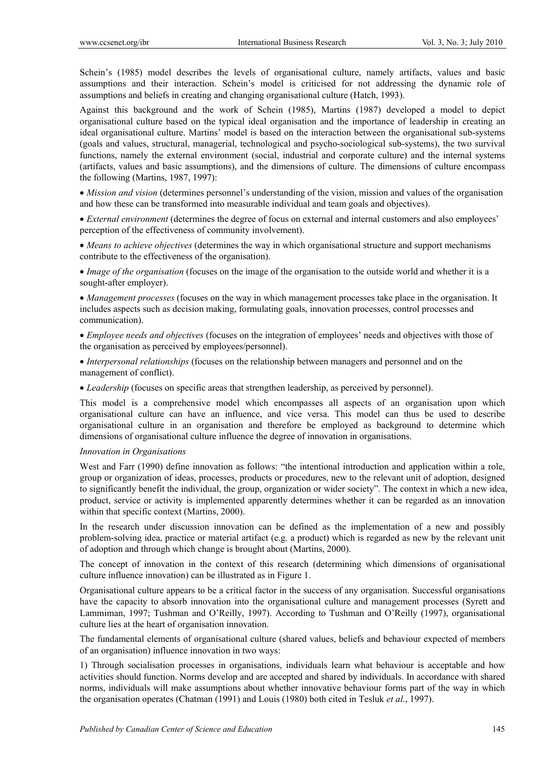Schein's (1985) model describes the levels of organisational culture, namely artifacts, values and basic assumptions and their interaction. Schein's model is criticised for not addressing the dynamic role of assumptions and beliefs in creating and changing organisational culture (Hatch, 1993).

Against this background and the work of Schein (1985), Martins (1987) developed a model to depict organisational culture based on the typical ideal organisation and the importance of leadership in creating an ideal organisational culture. Martins' model is based on the interaction between the organisational sub-systems (goals and values, structural, managerial, technological and psycho-sociological sub-systems), the two survival functions, namely the external environment (social, industrial and corporate culture) and the internal systems (artifacts, values and basic assumptions), and the dimensions of culture. The dimensions of culture encompass the following (Martins, 1987, 1997):

- *Mission and vision* (determines personnel's understanding of the vision, mission and values of the organisation and how these can be transformed into measurable individual and team goals and objectives).
- *External environment* (determines the degree of focus on external and internal customers and also employees' perception of the effectiveness of community involvement).
- *Means to achieve objectives* (determines the way in which organisational structure and support mechanisms contribute to the effectiveness of the organisation).
- *Image of the organisation* (focuses on the image of the organisation to the outside world and whether it is a sought-after employer).
- *Management processes* (focuses on the way in which management processes take place in the organisation. It includes aspects such as decision making, formulating goals, innovation processes, control processes and communication).
- *Employee needs and objectives* (focuses on the integration of employees' needs and objectives with those of the organisation as perceived by employees/personnel).
- *Interpersonal relationships* (focuses on the relationship between managers and personnel and on the management of conflict).
- *Leadership* (focuses on specific areas that strengthen leadership, as perceived by personnel).

This model is a comprehensive model which encompasses all aspects of an organisation upon which organisational culture can have an influence, and vice versa. This model can thus be used to describe organisational culture in an organisation and therefore be employed as background to determine which dimensions of organisational culture influence the degree of innovation in organisations.

*Innovation in Organisations*

West and Farr (1990) define innovation as follows: "the intentional introduction and application within a role, group or organization of ideas, processes, products or procedures, new to the relevant unit of adoption, designed to significantly benefit the individual, the group, organization or wider society". The context in which a new idea, product, service or activity is implemented apparently determines whether it can be regarded as an innovation within that specific context (Martins, 2000).

In the research under discussion innovation can be defined as the implementation of a new and possibly problem-solving idea, practice or material artifact (e.g. a product) which is regarded as new by the relevant unit of adoption and through which change is brought about (Martins, 2000).

The concept of innovation in the context of this research (determining which dimensions of organisational culture influence innovation) can be illustrated as in Figure 1.

Organisational culture appears to be a critical factor in the success of any organisation. Successful organisations have the capacity to absorb innovation into the organisational culture and management processes (Syrett and Lammiman, 1997; Tushman and O'Reilly, 1997). According to Tushman and O'Reilly (1997), organisational culture lies at the heart of organisation innovation.

The fundamental elements of organisational culture (shared values, beliefs and behaviour expected of members of an organisation) influence innovation in two ways:

1) Through socialisation processes in organisations, individuals learn what behaviour is acceptable and how activities should function. Norms develop and are accepted and shared by individuals. In accordance with shared norms, individuals will make assumptions about whether innovative behaviour forms part of the way in which the organisation operates (Chatman (1991) and Louis (1980) both cited in Tesluk *et al*., 1997).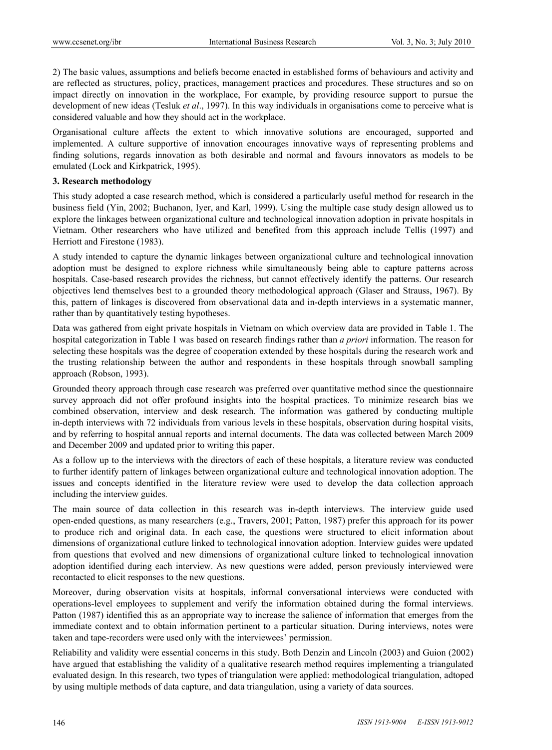2) The basic values, assumptions and beliefs become enacted in established forms of behaviours and activity and are reflected as structures, policy, practices, management practices and procedures. These structures and so on impact directly on innovation in the workplace, For example, by providing resource support to pursue the development of new ideas (Tesluk *et al*., 1997). In this way individuals in organisations come to perceive what is considered valuable and how they should act in the workplace.

Organisational culture affects the extent to which innovative solutions are encouraged, supported and implemented. A culture supportive of innovation encourages innovative ways of representing problems and finding solutions, regards innovation as both desirable and normal and favours innovators as models to be emulated (Lock and Kirkpatrick, 1995).

## 3. Research methodology

This study adopted a case research method, which is considered a particularly useful method for research in the business field (Yin, 2002; Buchanon, Iyer, and Karl, 1999). Using the multiple case study design allowed us to explore the linkages between organizational culture and technological innovation adoption in private hospitals in Vietnam. Other researchers who have utilized and benefited from this approach include Tellis (1997) and Herriott and Firestone (1983).

A study intended to capture the dynamic linkages between organizational culture and technological innovation adoption must be designed to explore richness while simultaneously being able to capture patterns across hospitals. Case-based research provides the richness, but cannot effectively identify the patterns. Our research objectives lend themselves best to a grounded theory methodological approach (Glaser and Strauss, 1967). By this, pattern of linkages is discovered from observational data and in-depth interviews in a systematic manner, rather than by quantitatively testing hypotheses.

Data was gathered from eight private hospitals in Vietnam on which overview data are provided in Table 1. The hospital categorization in Table 1 was based on research findings rather than *a priori* information. The reason for selecting these hospitals was the degree of cooperation extended by these hospitals during the research work and the trusting relationship between the author and respondents in these hospitals through snowball sampling approach (Robson, 1993).

Grounded theory approach through case research was preferred over quantitative method since the questionnaire survey approach did not offer profound insights into the hospital practices. To minimize research bias we combined observation, interview and desk research. The information was gathered by conducting multiple in-depth interviews with 72 individuals from various levels in these hospitals, observation during hospital visits, and by referring to hospital annual reports and internal documents. The data was collected between March 2009 and December 2009 and updated prior to writing this paper.

As a follow up to the interviews with the directors of each of these hospitals, a literature review was conducted to further identify pattern of linkages between organizational culture and technological innovation adoption. The issues and concepts identified in the literature review were used to develop the data collection approach including the interview guides.

The main source of data collection in this research was in-depth interviews. The interview guide used open-ended questions, as many researchers (e.g., Travers, 2001; Patton, 1987) prefer this approach for its power to produce rich and original data. In each case, the questions were structured to elicit information about dimensions of organizational cutlure linked to technological innovation adoption. Interview guides were updated from questions that evolved and new dimensions of organizational culture linked to technological innovation adoption identified during each interview. As new questions were added, person previously interviewed were recontacted to elicit responses to the new questions.

Moreover, during observation visits at hospitals, informal conversational interviews were conducted with operations-level employees to supplement and verify the information obtained during the formal interviews. Patton (1987) identified this as an appropriate way to increase the salience of information that emerges from the immediate context and to obtain information pertinent to a particular situation. During interviews, notes were taken and tape-recorders were used only with the interviewees' permission.

Reliability and validity were essential concerns in this study. Both Denzin and Lincoln (2003) and Guion (2002) have argued that establishing the validity of a qualitative research method requires implementing a triangulated evaluated design. In this research, two types of triangulation were applied: methodological triangulation, adtoped by using multiple methods of data capture, and data triangulation, using a variety of data sources.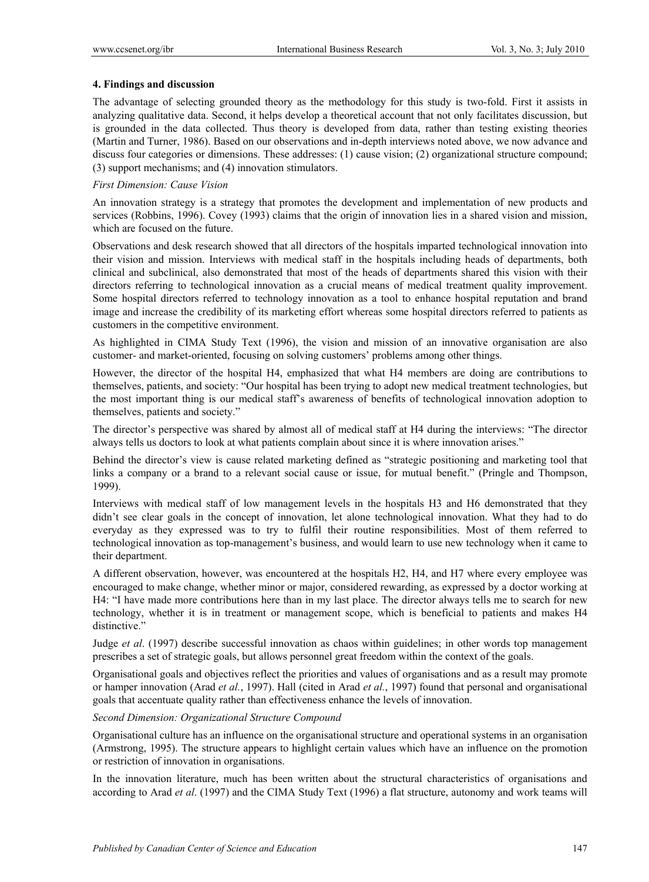### 4. Findings and discussion

The advantage of selecting grounded theory as the methodology for this study is two-fold. First it assists in analyzing qualitative data. Second, it helps develop a theoretical account that not only facilitates discussion, but is grounded in the data collected. Thus theory is developed from data, rather than testing existing theories (Martin and Turner, 1986). Based on our observations and in-depth interviews noted above, we now advance and discuss four categories or dimensions. These addresses: (1) cause vision; (2) organizational structure compound; (3) support mechanisms; and (4) innovation stimulators.

*First Dimension: Cause Vision*

An innovation strategy is a strategy that promotes the development and implementation of new products and services (Robbins, 1996). Covey (1993) claims that the origin of innovation lies in a shared vision and mission, which are focused on the future.

Observations and desk research showed that all directors of the hospitals imparted technological innovation into their vision and mission. Interviews with medical staff in the hospitals including heads of departments, both clinical and subclinical, also demonstrated that most of the heads of departments shared this vision with their directors referring to technological innovation as a crucial means of medical treatment quality improvement. Some hospital directors referred to technology innovation as a tool to enhance hospital reputation and brand image and increase the credibility of its marketing effort whereas some hospital directors referred to patients as customers in the competitive environment.

As highlighted in CIMA Study Text (1996), the vision and mission of an innovative organisation are also customer- and market-oriented, focusing on solving customers' problems among other things.

However, the director of the hospital H4, emphasized that what H4 members are doing are contributions to themselves, patients, and society: "Our hospital has been trying to adopt new medical treatment technologies, but the most important thing is our medical staff's awareness of benefits of technological innovation adoption to themselves, patients and society."

The director's perspective was shared by almost all of medical staff at H4 during the interviews: "The director always tells us doctors to look at what patients complain about since it is where innovation arises."

Behind the director's view is cause related marketing defined as "strategic positioning and marketing tool that links a company or a brand to a relevant social cause or issue, for mutual benefit." (Pringle and Thompson, 1999).

Interviews with medical staff of low management levels in the hospitals H3 and H6 demonstrated that they didn't see clear goals in the concept of innovation, let alone technological innovation. What they had to do everyday as they expressed was to try to fulfil their routine responsibilities. Most of them referred to technological innovation as top-management's business, and would learn to use new technology when it came to their department.

A different observation, however, was encountered at the hospitals H2, H4, and H7 where every employee was encouraged to make change, whether minor or major, considered rewarding, as expressed by a doctor working at H4: "I have made more contributions here than in my last place. The director always tells me to search for new technology, whether it is in treatment or management scope, which is beneficial to patients and makes H4 distinctive."

Judge *et al*. (1997) describe successful innovation as chaos within guidelines; in other words top management prescribes a set of strategic goals, but allows personnel great freedom within the context of the goals.

Organisational goals and objectives reflect the priorities and values of organisations and as a result may promote or hamper innovation (Arad *et al.*, 1997). Hall (cited in Arad *et al.*, 1997) found that personal and organisational goals that accentuate quality rather than effectiveness enhance the levels of innovation.

*Second Dimension: Organizational Structure Compound*

Organisational culture has an influence on the organisational structure and operational systems in an organisation (Armstrong, 1995). The structure appears to highlight certain values which have an influence on the promotion or restriction of innovation in organisations.

In the innovation literature, much has been written about the structural characteristics of organisations and according to Arad *et al*. (1997) and the CIMA Study Text (1996) a flat structure, autonomy and work teams will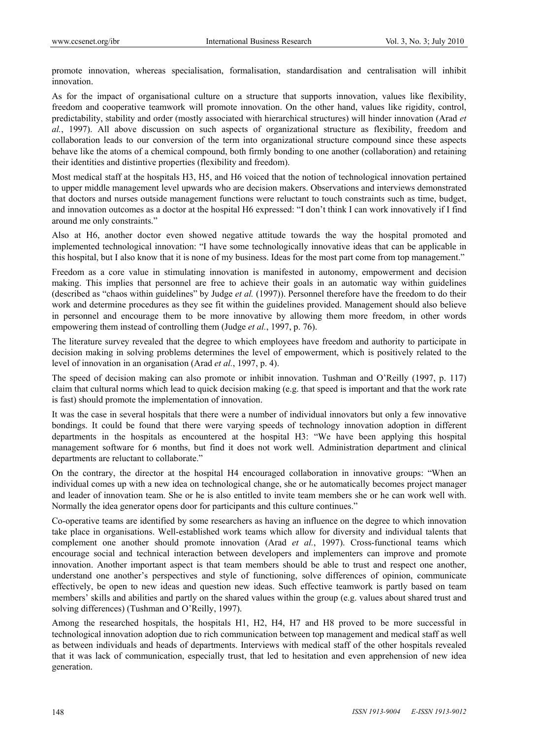promote innovation, whereas specialisation, formalisation, standardisation and centralisation will inhibit innovation.

As for the impact of organisational culture on a structure that supports innovation, values like flexibility, freedom and cooperative teamwork will promote innovation. On the other hand, values like rigidity, control, predictability, stability and order (mostly associated with hierarchical structures) will hinder innovation (Arad *et al.*, 1997). All above discussion on such aspects of organizational structure as flexibility, freedom and collaboration leads to our conversion of the term into organizational structure compound since these aspects behave like the atoms of a chemical compound, both firmly bonding to one another (collaboration) and retaining their identities and distintive properties (flexibility and freedom).

Most medical staff at the hospitals H3, H5, and H6 voiced that the notion of technological innovation pertained to upper middle management level upwards who are decision makers. Observations and interviews demonstrated that doctors and nurses outside management functions were reluctant to touch constraints such as time, budget, and innovation outcomes as a doctor at the hospital H6 expressed: "I don't think I can work innovatively if I find around me only constraints."

Also at H6, another doctor even showed negative attitude towards the way the hospital promoted and implemented technological innovation: "I have some technologically innovative ideas that can be applicable in this hospital, but I also know that it is none of my business. Ideas for the most part come from top management."

Freedom as a core value in stimulating innovation is manifested in autonomy, empowerment and decision making. This implies that personnel are free to achieve their goals in an automatic way within guidelines (described as "chaos within guidelines" by Judge *et al.* (1997)). Personnel therefore have the freedom to do their work and determine procedures as they see fit within the guidelines provided. Management should also believe in personnel and encourage them to be more innovative by allowing them more freedom, in other words empowering them instead of controlling them (Judge *et al.*, 1997, p. 76).

The literature survey revealed that the degree to which employees have freedom and authority to participate in decision making in solving problems determines the level of empowerment, which is positively related to the level of innovation in an organisation (Arad *et al.*, 1997, p. 4).

The speed of decision making can also promote or inhibit innovation. Tushman and O'Reilly (1997, p. 117) claim that cultural norms which lead to quick decision making (e.g. that speed is important and that the work rate is fast) should promote the implementation of innovation.

It was the case in several hospitals that there were a number of individual innovators but only a few innovative bondings. It could be found that there were varying speeds of technology innovation adoption in different departments in the hospitals as encountered at the hospital H3: "We have been applying this hospital management software for 6 months, but find it does not work well. Administration department and clinical departments are reluctant to collaborate."

On the contrary, the director at the hospital H4 encouraged collaboration in innovative groups: "When an individual comes up with a new idea on technological change, she or he automatically becomes project manager and leader of innovation team. She or he is also entitled to invite team members she or he can work well with. Normally the idea generator opens door for participants and this culture continues."

Co-operative teams are identified by some researchers as having an influence on the degree to which innovation take place in organisations. Well-established work teams which allow for diversity and individual talents that complement one another should promote innovation (Arad *et al.*, 1997). Cross-functional teams which encourage social and technical interaction between developers and implementers can improve and promote innovation. Another important aspect is that team members should be able to trust and respect one another, understand one another's perspectives and style of functioning, solve differences of opinion, communicate effectively, be open to new ideas and question new ideas. Such effective teamwork is partly based on team members' skills and abilities and partly on the shared values within the group (e.g. values about shared trust and solving differences) (Tushman and O'Reilly, 1997).

Among the researched hospitals, the hospitals H1, H2, H4, H7 and H8 proved to be more successful in technological innovation adoption due to rich communication between top management and medical staff as well as between individuals and heads of departments. Interviews with medical staff of the other hospitals revealed that it was lack of communication, especially trust, that led to hesitation and even apprehension of new idea generation.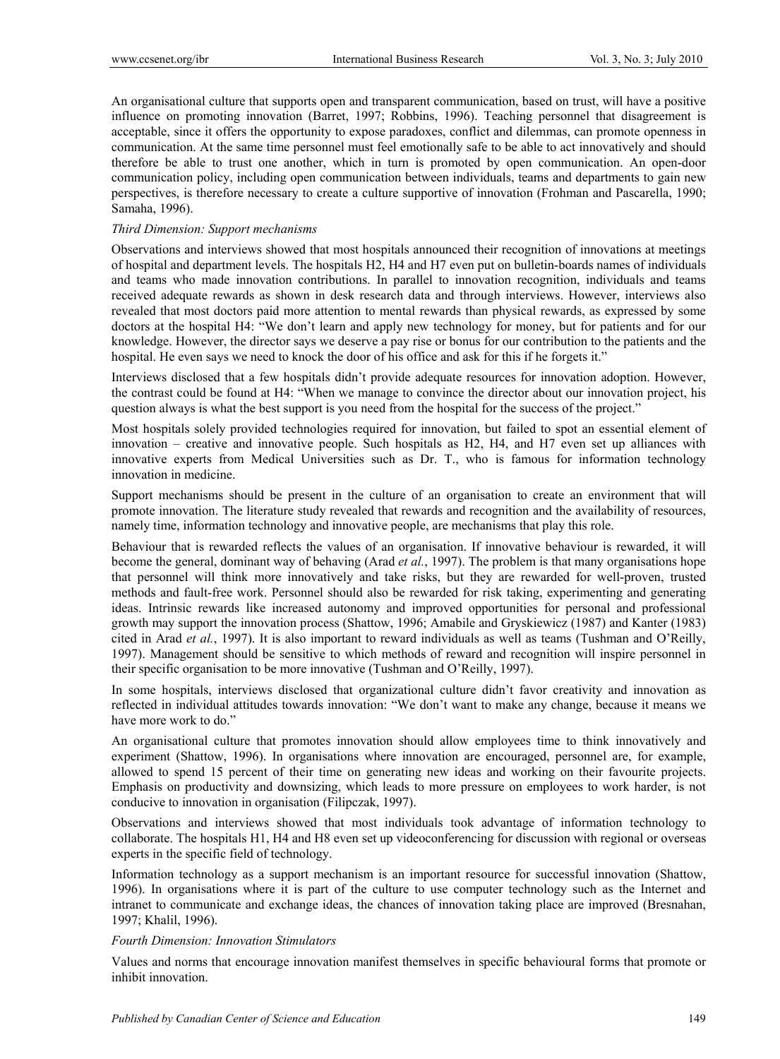An organisational culture that supports open and transparent communication, based on trust, will have a positive influence on promoting innovation (Barret, 1997; Robbins, 1996). Teaching personnel that disagreement is acceptable, since it offers the opportunity to expose paradoxes, conflict and dilemmas, can promote openness in communication. At the same time personnel must feel emotionally safe to be able to act innovatively and should therefore be able to trust one another, which in turn is promoted by open communication. An open-door communication policy, including open communication between individuals, teams and departments to gain new perspectives, is therefore necessary to create a culture supportive of innovation (Frohman and Pascarella, 1990; Samaha, 1996).

*Third Dimension: Support mechanisms*

Observations and interviews showed that most hospitals announced their recognition of innovations at meetings of hospital and department levels. The hospitals H2, H4 and H7 even put on bulletin-boards names of individuals and teams who made innovation contributions. In parallel to innovation recognition, individuals and teams received adequate rewards as shown in desk research data and through interviews. However, interviews also revealed that most doctors paid more attention to mental rewards than physical rewards, as expressed by some doctors at the hospital H4: "We don't learn and apply new technology for money, but for patients and for our knowledge. However, the director says we deserve a pay rise or bonus for our contribution to the patients and the hospital. He even says we need to knock the door of his office and ask for this if he forgets it."

Interviews disclosed that a few hospitals didn't provide adequate resources for innovation adoption. However, the contrast could be found at H4: "When we manage to convince the director about our innovation project, his question always is what the best support is you need from the hospital for the success of the project."

Most hospitals solely provided technologies required for innovation, but failed to spot an essential element of innovation – creative and innovative people. Such hospitals as H2, H4, and H7 even set up alliances with innovative experts from Medical Universities such as Dr. T., who is famous for information technology innovation in medicine.

Support mechanisms should be present in the culture of an organisation to create an environment that will promote innovation. The literature study revealed that rewards and recognition and the availability of resources, namely time, information technology and innovative people, are mechanisms that play this role.

Behaviour that is rewarded reflects the values of an organisation. If innovative behaviour is rewarded, it will become the general, dominant way of behaving (Arad *et al.*, 1997). The problem is that many organisations hope that personnel will think more innovatively and take risks, but they are rewarded for well-proven, trusted methods and fault-free work. Personnel should also be rewarded for risk taking, experimenting and generating ideas. Intrinsic rewards like increased autonomy and improved opportunities for personal and professional growth may support the innovation process (Shattow, 1996; Amabile and Gryskiewicz (1987) and Kanter (1983) cited in Arad *et al.*, 1997). It is also important to reward individuals as well as teams (Tushman and O'Reilly, 1997). Management should be sensitive to which methods of reward and recognition will inspire personnel in their specific organisation to be more innovative (Tushman and O'Reilly, 1997).

In some hospitals, interviews disclosed that organizational culture didn't favor creativity and innovation as reflected in individual attitudes towards innovation: "We don't want to make any change, because it means we have more work to do."

An organisational culture that promotes innovation should allow employees time to think innovatively and experiment (Shattow, 1996). In organisations where innovation are encouraged, personnel are, for example, allowed to spend 15 percent of their time on generating new ideas and working on their favourite projects. Emphasis on productivity and downsizing, which leads to more pressure on employees to work harder, is not conducive to innovation in organisation (Filipczak, 1997).

Observations and interviews showed that most individuals took advantage of information technology to collaborate. The hospitals H1, H4 and H8 even set up videoconferencing for discussion with regional or overseas experts in the specific field of technology.

Information technology as a support mechanism is an important resource for successful innovation (Shattow, 1996). In organisations where it is part of the culture to use computer technology such as the Internet and intranet to communicate and exchange ideas, the chances of innovation taking place are improved (Bresnahan, 1997; Khalil, 1996).

*Fourth Dimension: Innovation Stimulators*

Values and norms that encourage innovation manifest themselves in specific behavioural forms that promote or inhibit innovation.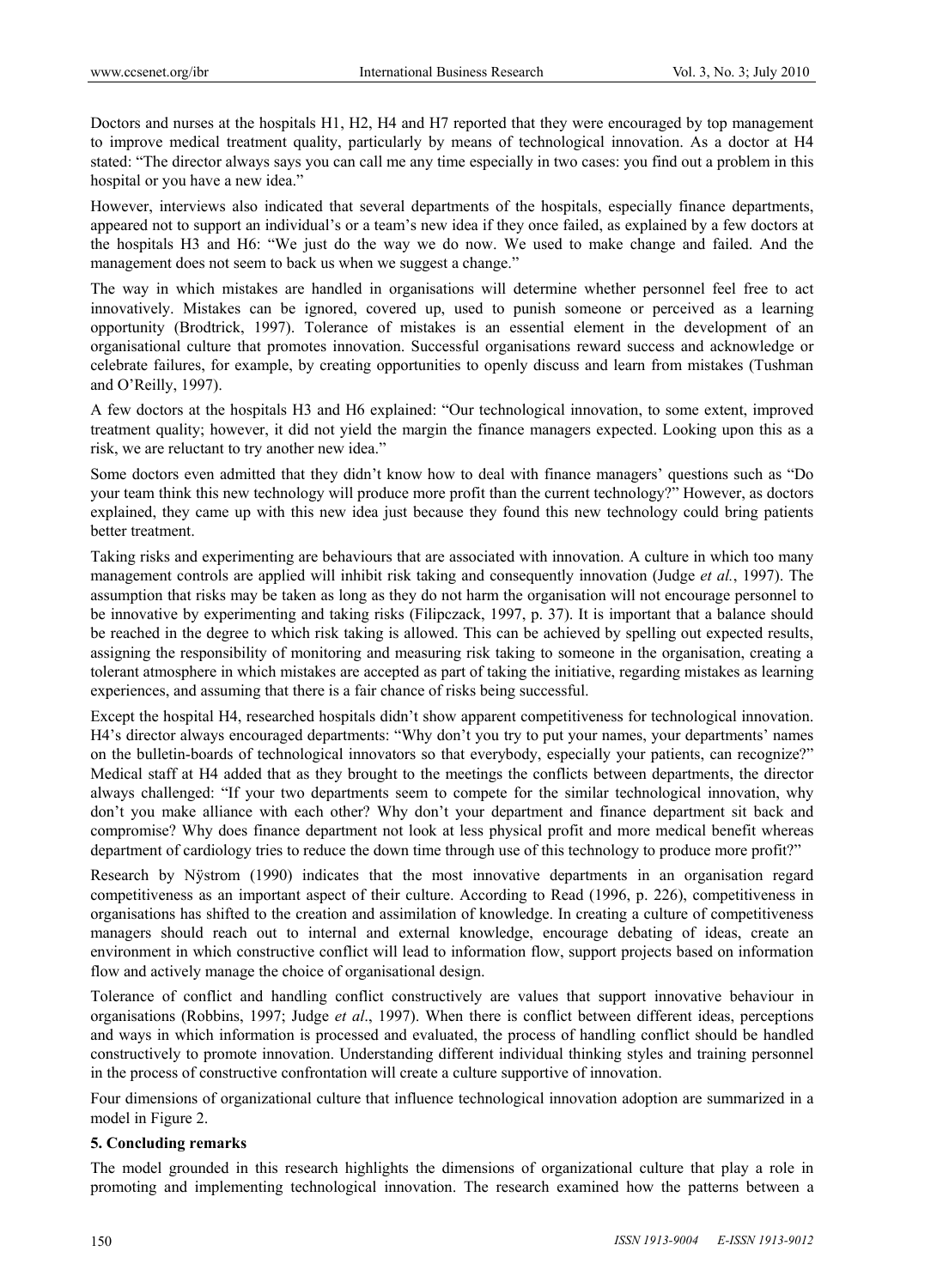Doctors and nurses at the hospitals H1, H2, H4 and H7 reported that they were encouraged by top management to improve medical treatment quality, particularly by means of technological innovation. As a doctor at H4 stated: "The director always says you can call me any time especially in two cases: you find out a problem in this hospital or you have a new idea."

However, interviews also indicated that several departments of the hospitals, especially finance departments, appeared not to support an individual's or a team's new idea if they once failed, as explained by a few doctors at the hospitals H3 and H6: "We just do the way we do now. We used to make change and failed. And the management does not seem to back us when we suggest a change."

The way in which mistakes are handled in organisations will determine whether personnel feel free to act innovatively. Mistakes can be ignored, covered up, used to punish someone or perceived as a learning opportunity (Brodtrick, 1997). Tolerance of mistakes is an essential element in the development of an organisational culture that promotes innovation. Successful organisations reward success and acknowledge or celebrate failures, for example, by creating opportunities to openly discuss and learn from mistakes (Tushman and O'Reilly, 1997).

A few doctors at the hospitals H3 and H6 explained: "Our technological innovation, to some extent, improved treatment quality; however, it did not yield the margin the finance managers expected. Looking upon this as a risk, we are reluctant to try another new idea."

Some doctors even admitted that they didn't know how to deal with finance managers' questions such as "Do your team think this new technology will produce more profit than the current technology?" However, as doctors explained, they came up with this new idea just because they found this new technology could bring patients better treatment.

Taking risks and experimenting are behaviours that are associated with innovation. A culture in which too many management controls are applied will inhibit risk taking and consequently innovation (Judge *et al.*, 1997). The assumption that risks may be taken as long as they do not harm the organisation will not encourage personnel to be innovative by experimenting and taking risks (Filipczack, 1997, p. 37). It is important that a balance should be reached in the degree to which risk taking is allowed. This can be achieved by spelling out expected results, assigning the responsibility of monitoring and measuring risk taking to someone in the organisation, creating a tolerant atmosphere in which mistakes are accepted as part of taking the initiative, regarding mistakes as learning experiences, and assuming that there is a fair chance of risks being successful.

Except the hospital H4, researched hospitals didn't show apparent competitiveness for technological innovation. H4's director always encouraged departments: "Why don't you try to put your names, your departments' names on the bulletin-boards of technological innovators so that everybody, especially your patients, can recognize?" Medical staff at H4 added that as they brought to the meetings the conflicts between departments, the director always challenged: "If your two departments seem to compete for the similar technological innovation, why don't you make alliance with each other? Why don't your department and finance department sit back and compromise? Why does finance department not look at less physical profit and more medical benefit whereas department of cardiology tries to reduce the down time through use of this technology to produce more profit?"

Research by Nÿstrom (1990) indicates that the most innovative departments in an organisation regard competitiveness as an important aspect of their culture. According to Read (1996, p. 226), competitiveness in organisations has shifted to the creation and assimilation of knowledge. In creating a culture of competitiveness managers should reach out to internal and external knowledge, encourage debating of ideas, create an environment in which constructive conflict will lead to information flow, support projects based on information flow and actively manage the choice of organisational design.

Tolerance of conflict and handling conflict constructively are values that support innovative behaviour in organisations (Robbins, 1997; Judge *et al*., 1997). When there is conflict between different ideas, perceptions and ways in which information is processed and evaluated, the process of handling conflict should be handled constructively to promote innovation. Understanding different individual thinking styles and training personnel in the process of constructive confrontation will create a culture supportive of innovation.

Four dimensions of organizational culture that influence technological innovation adoption are summarized in a model in Figure 2.

## 5. Concluding remarks

The model grounded in this research highlights the dimensions of organizational culture that play a role in promoting and implementing technological innovation. The research examined how the patterns between a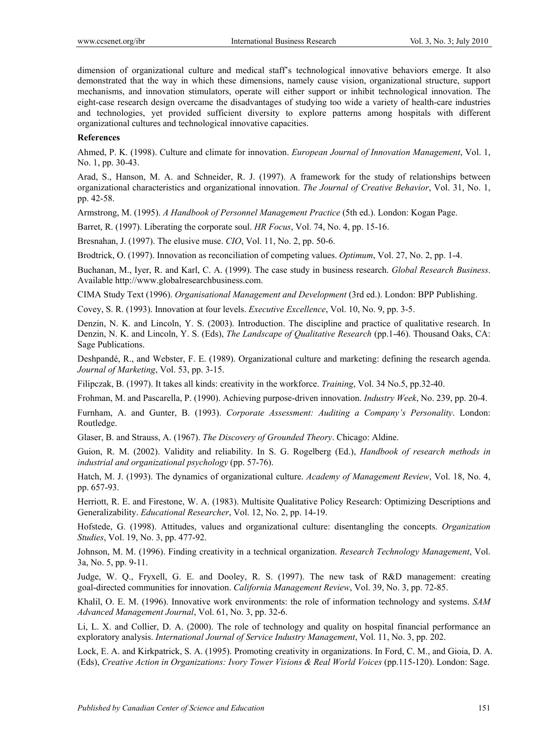dimension of organizational culture and medical staff's technological innovative behaviors emerge. It also demonstrated that the way in which these dimensions, namely cause vision, organizational structure, support mechanisms, and innovation stimulators, operate will either support or inhibit technological innovation. The eight-case research design overcame the disadvantages of studying too wide a variety of health-care industries and technologies, yet provided sufficient diversity to explore patterns among hospitals with different organizational cultures and technological innovative capacities.

**References**

Ahmed, P. K. (1998). Culture and climate for innovation. *European Journal of Innovation Management*, Vol. 1, No. 1, pp. 30-43.

Arad, S., Hanson, M. A. and Schneider, R. J. (1997). A framework for the study of relationships between organizational characteristics and organizational innovation. *The Journal of Creative Behavior*, Vol. 31, No. 1, pp. 42-58.

Armstrong, M. (1995). *A Handbook of Personnel Management Practice* (5th ed.). London: Kogan Page.

Barret, R. (1997). Liberating the corporate soul. *HR Focus*, Vol. 74, No. 4, pp. 15-16.

Bresnahan, J. (1997). The elusive muse. *CIO*, Vol. 11, No. 2, pp. 50-6.

Brodtrick, O. (1997). Innovation as reconciliation of competing values. *Optimum*, Vol. 27, No. 2, pp. 1-4.

Buchanan, M., Iyer, R. and Karl, C. A. (1999). The case study in business research. *Global Research Business*. Available http://www.globalresearchbusiness.com.

CIMA Study Text (1996). *Organisational Management and Development* (3rd ed.). London: BPP Publishing.

Covey, S. R. (1993). Innovation at four levels. *Executive Excellence*, Vol. 10, No. 9, pp. 3-5.

Denzin, N. K. and Lincoln, Y. S. (2003). Introduction. The discipline and practice of qualitative research. In Denzin, N. K. and Lincoln, Y. S. (Eds), *The Landscape of Qualitative Research* (pp.1-46). Thousand Oaks, CA: Sage Publications.

Deshpandé, R., and Webster, F. E. (1989). Organizational culture and marketing: defining the research agenda. *Journal of Marketing*, Vol. 53, pp. 3-15.

Filipczak, B. (1997). It takes all kinds: creativity in the workforce. *Training*, Vol. 34 No.5, pp.32-40.

Frohman, M. and Pascarella, P. (1990). Achieving purpose-driven innovation. *Industry Week*, No. 239, pp. 20-4.

Furnham, A. and Gunter, B. (1993). *Corporate Assessment: Auditing a Company's Personality*. London: Routledge.

Glaser, B. and Strauss, A. (1967). *The Discovery of Grounded Theory*. Chicago: Aldine.

Guion, R. M. (2002). Validity and reliability. In S. G. Rogelberg (Ed.), *Handbook of research methods in industrial and organizational psychology* (pp. 57-76).

Hatch, M. J. (1993). The dynamics of organizational culture. *Academy of Management Review*, Vol. 18, No. 4, pp. 657-93.

Herriott, R. E. and Firestone, W. A. (1983). Multisite Qualitative Policy Research: Optimizing Descriptions and Generalizability. *Educational Researcher*, Vol. 12, No. 2, pp. 14-19.

Hofstede, G. (1998). Attitudes, values and organizational culture: disentangling the concepts. *Organization Studies*, Vol. 19, No. 3, pp. 477-92.

Johnson, M. M. (1996). Finding creativity in a technical organization. *Research Technology Management*, Vol. 3a, No. 5, pp. 9-11.

Judge, W. Q., Fryxell, G. E. and Dooley, R. S. (1997). The new task of R&D management: creating goal-directed communities for innovation. *California Management Review*, Vol. 39, No. 3, pp. 72-85.

Khalil, O. E. M. (1996). Innovative work environments: the role of information technology and systems. *SAM Advanced Management Journal*, Vol. 61, No. 3, pp. 32-6.

Li, L. X. and Collier, D. A. (2000). The role of technology and quality on hospital financial performance an exploratory analysis. *International Journal of Service Industry Management*, Vol. 11, No. 3, pp. 202.

Lock, E. A. and Kirkpatrick, S. A. (1995). Promoting creativity in organizations. In Ford, C. M., and Gioia, D. A. (Eds), *Creative Action in Organizations: Ivory Tower Visions & Real World Voices* (pp.115-120). London: Sage.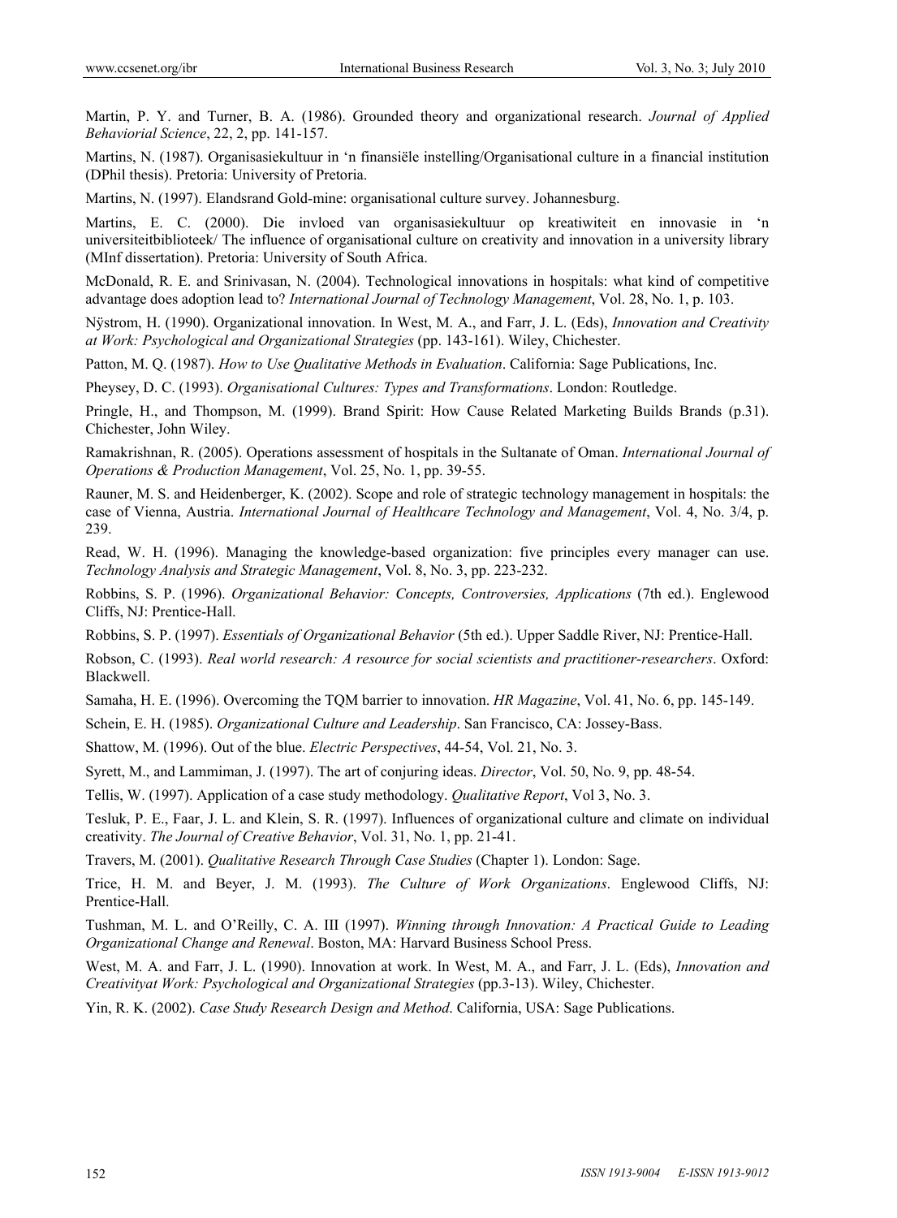Martin, P. Y. and Turner, B. A. (1986). Grounded theory and organizational research. *Journal of Applied Behaviorial Science*, 22, 2, pp. 141-157.

Martins, N. (1987). Organisasiekultuur in 'n finansiële instelling/Organisational culture in a financial institution (DPhil thesis). Pretoria: University of Pretoria.

Martins, N. (1997). Elandsrand Gold-mine: organisational culture survey. Johannesburg.

Martins, E. C. (2000). Die invloed van organisasiekultuur op kreatiwiteit en innovasie in 'n universiteitbiblioteek/ The influence of organisational culture on creativity and innovation in a university library (MInf dissertation). Pretoria: University of South Africa.

McDonald, R. E. and Srinivasan, N. (2004). Technological innovations in hospitals: what kind of competitive advantage does adoption lead to? *International Journal of Technology Management*, Vol. 28, No. 1, p. 103.

Nÿstrom, H. (1990). Organizational innovation. In West, M. A., and Farr, J. L. (Eds), *Innovation and Creativity at Work: Psychological and Organizational Strategies* (pp. 143-161). Wiley, Chichester.

Patton, M. Q. (1987). *How to Use Qualitative Methods in Evaluation*. California: Sage Publications, Inc.

Pheysey, D. C. (1993). *Organisational Cultures: Types and Transformations*. London: Routledge.

Pringle, H., and Thompson, M. (1999). Brand Spirit: How Cause Related Marketing Builds Brands (p.31). Chichester, John Wiley.

Ramakrishnan, R. (2005). Operations assessment of hospitals in the Sultanate of Oman. *International Journal of Operations & Production Management*, Vol. 25, No. 1, pp. 39-55.

Rauner, M. S. and Heidenberger, K. (2002). Scope and role of strategic technology management in hospitals: the case of Vienna, Austria. *International Journal of Healthcare Technology and Management*, Vol. 4, No. 3/4, p. 239.

Read, W. H. (1996). Managing the knowledge-based organization: five principles every manager can use. *Technology Analysis and Strategic Management*, Vol. 8, No. 3, pp. 223-232.

Robbins, S. P. (1996). *Organizational Behavior: Concepts, Controversies, Applications* (7th ed.). Englewood Cliffs, NJ: Prentice-Hall.

Robbins, S. P. (1997). *Essentials of Organizational Behavior* (5th ed.). Upper Saddle River, NJ: Prentice-Hall.

Robson, C. (1993). *Real world research: A resource for social scientists and practitioner-researchers*. Oxford: Blackwell.

Samaha, H. E. (1996). Overcoming the TQM barrier to innovation. *HR Magazine*, Vol. 41, No. 6, pp. 145-149.

Schein, E. H. (1985). *Organizational Culture and Leadership*. San Francisco, CA: Jossey-Bass.

Shattow, M. (1996). Out of the blue. *Electric Perspectives*, 44-54, Vol. 21, No. 3.

Syrett, M., and Lammiman, J. (1997). The art of conjuring ideas. *Director*, Vol. 50, No. 9, pp. 48-54.

Tellis, W. (1997). Application of a case study methodology. *Qualitative Report*, Vol 3, No. 3.

Tesluk, P. E., Faar, J. L. and Klein, S. R. (1997). Influences of organizational culture and climate on individual creativity. *The Journal of Creative Behavior*, Vol. 31, No. 1, pp. 21-41.

Travers, M. (2001). *Qualitative Research Through Case Studies* (Chapter 1). London: Sage.

Trice, H. M. and Beyer, J. M. (1993). *The Culture of Work Organizations*. Englewood Cliffs, NJ: Prentice-Hall.

Tushman, M. L. and O'Reilly, C. A. III (1997). *Winning through Innovation: A Practical Guide to Leading Organizational Change and Renewal*. Boston, MA: Harvard Business School Press.

West, M. A. and Farr, J. L. (1990). Innovation at work. In West, M. A., and Farr, J. L. (Eds), *Innovation and Creativityat Work: Psychological and Organizational Strategies* (pp.3-13). Wiley, Chichester.

Yin, R. K. (2002). *Case Study Research Design and Method*. California, USA: Sage Publications.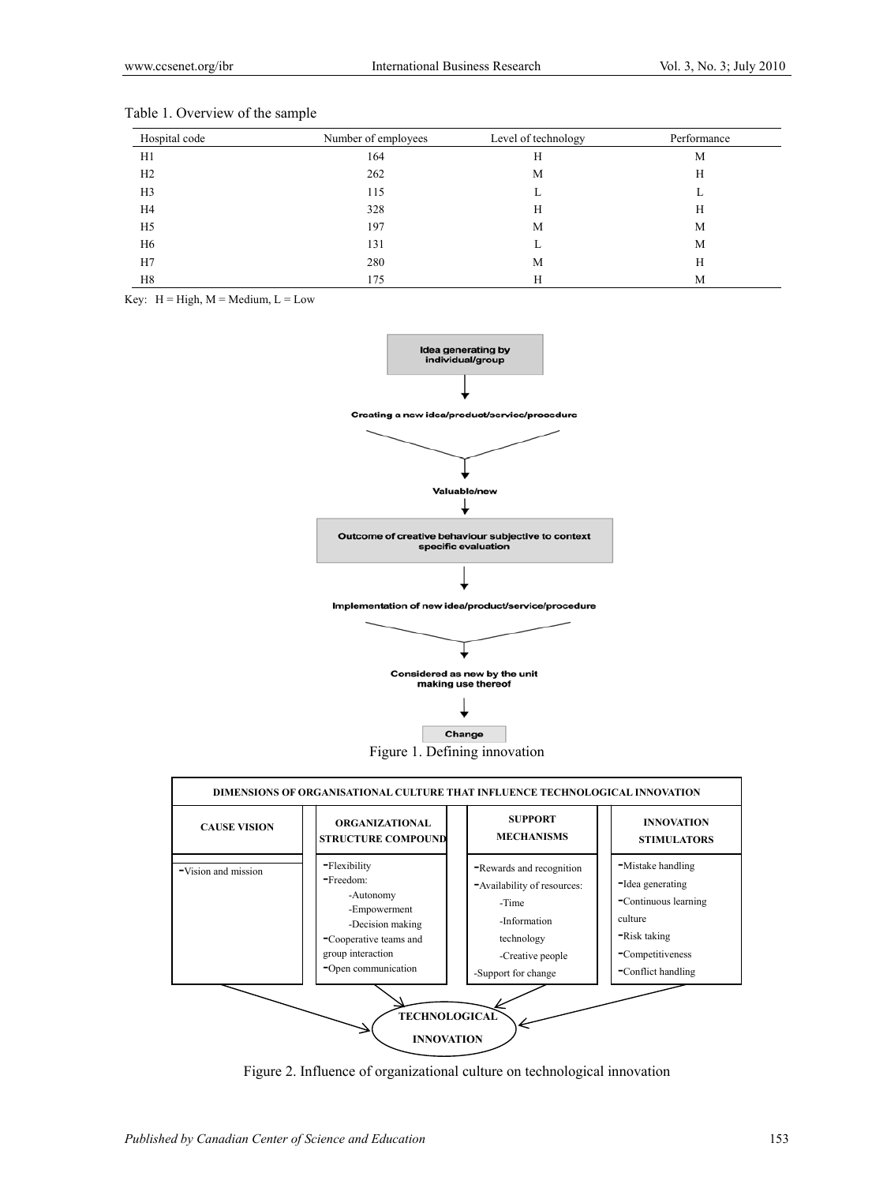Table 1. Overview of the sample

| Hospital code | Number of employees | Level of technology | Performance |
|---|---|---|---|
| H1 | 164 | H | M |
| H2 | 262 | M | H |
| H3 | 115 | L | L |
| H4 | 328 | H | H |
| H5 | 197 | M | M |
| H6 | 131 | L | M |
| H7 | 280 | M | H |
| H8 | 175 | H | M |

Key: H = High, M = Medium, L = Low

Idea generating by individual/group

Creating a new idea/product/service/procedure

Valuable/new

Outcome of creative behaviour subjective to context specific evaluation

Implementation of new idea/product/service/procedure

Considered as new by the unit making use thereof

Change

Figure 1. Defining innovation

DIMENSIONS OF ORGANISATIONAL CULTURE THAT INFLUENCE TECHNOLOGICAL INNOVATION

CAUSE VISION
- Vision and mission

ORGANIZATIONAL STRUCTURE COMPOUND
- Flexibility
- Freedom:
  - Autonomy
  - Empowerment
  - Decision making
- Cooperative teams and group interaction
- Open communication

SUPPORT MECHANISMS
- Rewards and recognition
- Availability of resources:
  - Time
  - Information technology
  - Creative people
- Support for change

INNOVATION STIMULATORS
- Mistake handling
- Idea generating
- Continuous learning culture
- Risk taking
- Competitiveness
- Conflict handling

TECHNOLOGICAL INNOVATION

Figure 2. Influence of organizational culture on technological innovation